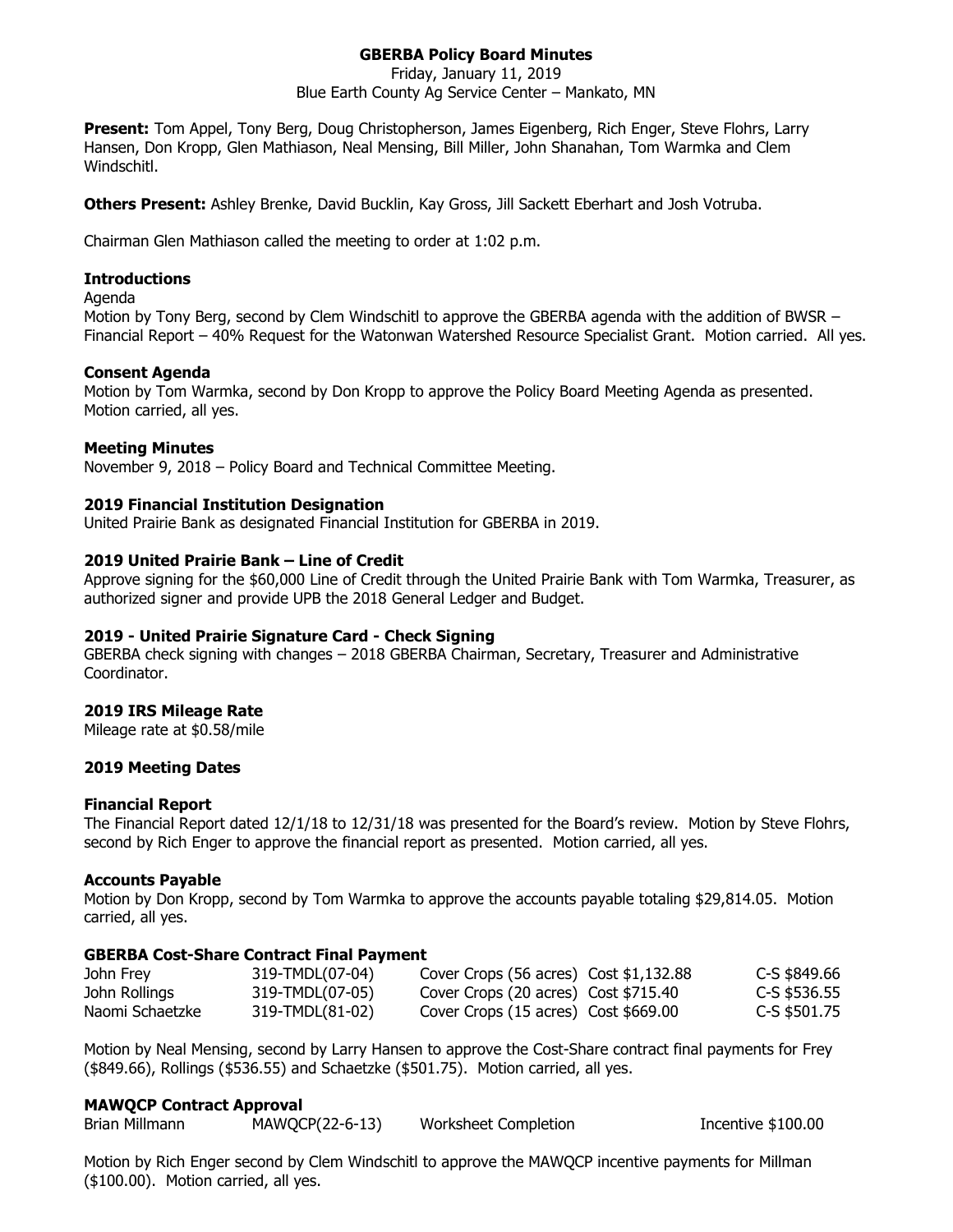**GBERBA Policy Board Minutes**

Friday, January 11, 2019

Blue Earth County Ag Service Center – Mankato, MN

**Present:** Tom Appel, Tony Berg, Doug Christopherson, James Eigenberg, Rich Enger, Steve Flohrs, Larry Hansen, Don Kropp, Glen Mathiason, Neal Mensing, Bill Miller, John Shanahan, Tom Warmka and Clem Windschitl.

**Others Present:** Ashley Brenke, David Bucklin, Kay Gross, Jill Sackett Eberhart and Josh Votruba.

Chairman Glen Mathiason called the meeting to order at 1:02 p.m.

### Introductions

Agenda

Motion by Tony Berg, second by Clem Windschitl to approve the GBERBA agenda with the addition of BWSR – Financial Report – 40% Request for the Watonwan Watershed Resource Specialist Grant. Motion carried. All yes.

### Consent Agenda

Motion by Tom Warmka, second by Don Kropp to approve the Policy Board Meeting Agenda as presented. Motion carried, all yes.

### Meeting Minutes

November 9, 2018 – Policy Board and Technical Committee Meeting.

### 2019 Financial Institution Designation

United Prairie Bank as designated Financial Institution for GBERBA in 2019.

### 2019 United Prairie Bank – Line of Credit

Approve signing for the $60,000 Line of Credit through the United Prairie Bank with Tom Warmka, Treasurer, as authorized signer and provide UPB the 2018 General Ledger and Budget.

### 2019 - United Prairie Signature Card - Check Signing

GBERBA check signing with changes – 2018 GBERBA Chairman, Secretary, Treasurer and Administrative Coordinator.

### 2019 IRS Mileage Rate

Mileage rate at $0.58/mile

### 2019 Meeting Dates

### Financial Report

The Financial Report dated 12/1/18 to 12/31/18 was presented for the Board's review. Motion by Steve Flohrs, second by Rich Enger to approve the financial report as presented. Motion carried, all yes.

### Accounts Payable

Motion by Don Kropp, second by Tom Warmka to approve the accounts payable totaling $29,814.05. Motion carried, all yes.

### GBERBA Cost-Share Contract Final Payment

| | | | | |
|---|---|---|---|---|
| John Frey | 319-TMDL(07-04) | Cover Crops (56 acres) | Cost $1,132.88 | C-S $849.66 |
| John Rollings | 319-TMDL(07-05) | Cover Crops (20 acres) | Cost $715.40 | C-S $536.55 |
| Naomi Schaetzke | 319-TMDL(81-02) | Cover Crops (15 acres) | Cost $669.00 | C-S $501.75 |

Motion by Neal Mensing, second by Larry Hansen to approve the Cost-Share contract final payments for Frey ($849.66), Rollings ($536.55) and Schaetzke ($501.75). Motion carried, all yes.

### MAWQCP Contract Approval

| | | | |
|---|---|---|---|
| Brian Millmann | MAWQCP(22-6-13) | Worksheet Completion | Incentive $100.00 |

Motion by Rich Enger second by Clem Windschitl to approve the MAWQCP incentive payments for Millman ($100.00). Motion carried, all yes.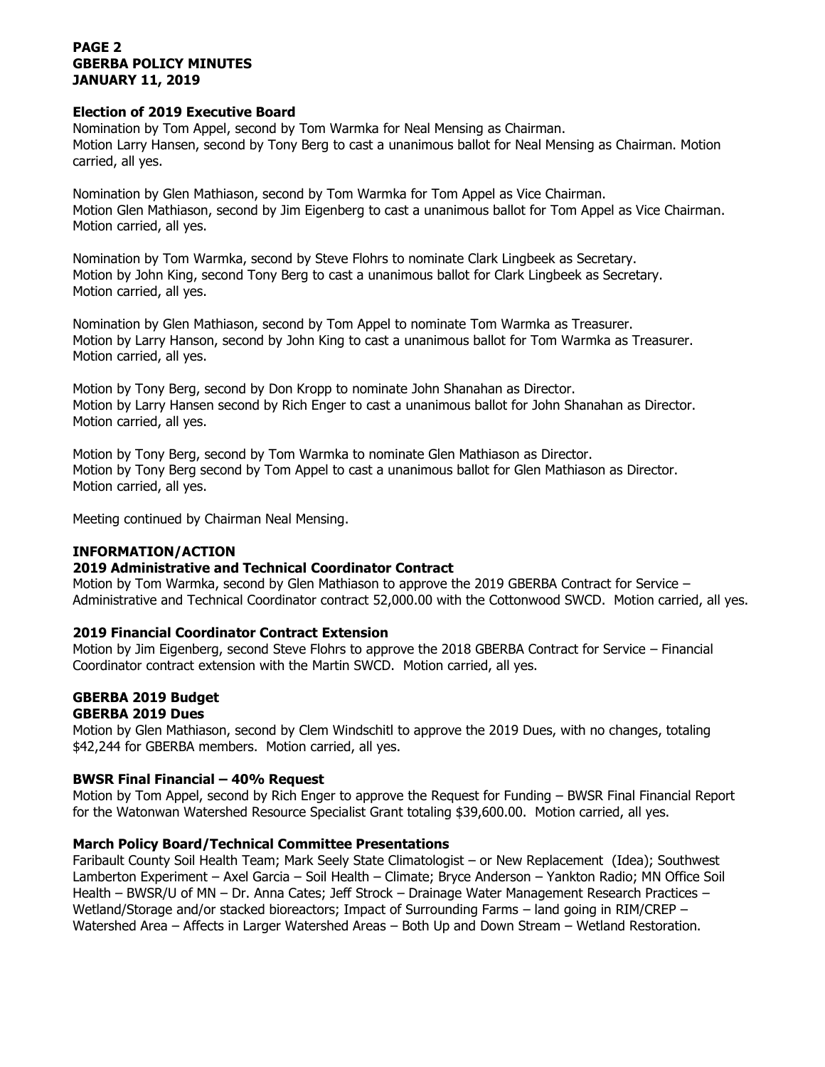## Election of 2019 Executive Board

Nomination by Tom Appel, second by Tom Warmka for Neal Mensing as Chairman.
Motion Larry Hansen, second by Tony Berg to cast a unanimous ballot for Neal Mensing as Chairman. Motion carried, all yes.

Nomination by Glen Mathiason, second by Tom Warmka for Tom Appel as Vice Chairman.
Motion Glen Mathiason, second by Jim Eigenberg to cast a unanimous ballot for Tom Appel as Vice Chairman. Motion carried, all yes.

Nomination by Tom Warmka, second by Steve Flohrs to nominate Clark Lingbeek as Secretary.
Motion by John King, second Tony Berg to cast a unanimous ballot for Clark Lingbeek as Secretary. Motion carried, all yes.

Nomination by Glen Mathiason, second by Tom Appel to nominate Tom Warmka as Treasurer.
Motion by Larry Hanson, second by John King to cast a unanimous ballot for Tom Warmka as Treasurer. Motion carried, all yes.

Motion by Tony Berg, second by Don Kropp to nominate John Shanahan as Director.
Motion by Larry Hansen second by Rich Enger to cast a unanimous ballot for John Shanahan as Director. Motion carried, all yes.

Motion by Tony Berg, second by Tom Warmka to nominate Glen Mathiason as Director.
Motion by Tony Berg second by Tom Appel to cast a unanimous ballot for Glen Mathiason as Director. Motion carried, all yes.

Meeting continued by Chairman Neal Mensing.

## INFORMATION/ACTION

### 2019 Administrative and Technical Coordinator Contract

Motion by Tom Warmka, second by Glen Mathiason to approve the 2019 GBERBA Contract for Service – Administrative and Technical Coordinator contract 52,000.00 with the Cottonwood SWCD. Motion carried, all yes.

### 2019 Financial Coordinator Contract Extension

Motion by Jim Eigenberg, second Steve Flohrs to approve the 2018 GBERBA Contract for Service – Financial Coordinator contract extension with the Martin SWCD. Motion carried, all yes.

### GBERBA 2019 Budget

### GBERBA 2019 Dues

Motion by Glen Mathiason, second by Clem Windschitl to approve the 2019 Dues, with no changes, totaling $42,244 for GBERBA members. Motion carried, all yes.

### BWSR Final Financial – 40% Request

Motion by Tom Appel, second by Rich Enger to approve the Request for Funding – BWSR Final Financial Report for the Watonwan Watershed Resource Specialist Grant totaling $39,600.00. Motion carried, all yes.

### March Policy Board/Technical Committee Presentations

Faribault County Soil Health Team; Mark Seely State Climatologist – or New Replacement (Idea); Southwest Lamberton Experiment – Axel Garcia – Soil Health – Climate; Bryce Anderson – Yankton Radio; MN Office Soil Health – BWSR/U of MN – Dr. Anna Cates; Jeff Strock – Drainage Water Management Research Practices – Wetland/Storage and/or stacked bioreactors; Impact of Surrounding Farms – land going in RIM/CREP – Watershed Area – Affects in Larger Watershed Areas – Both Up and Down Stream – Wetland Restoration.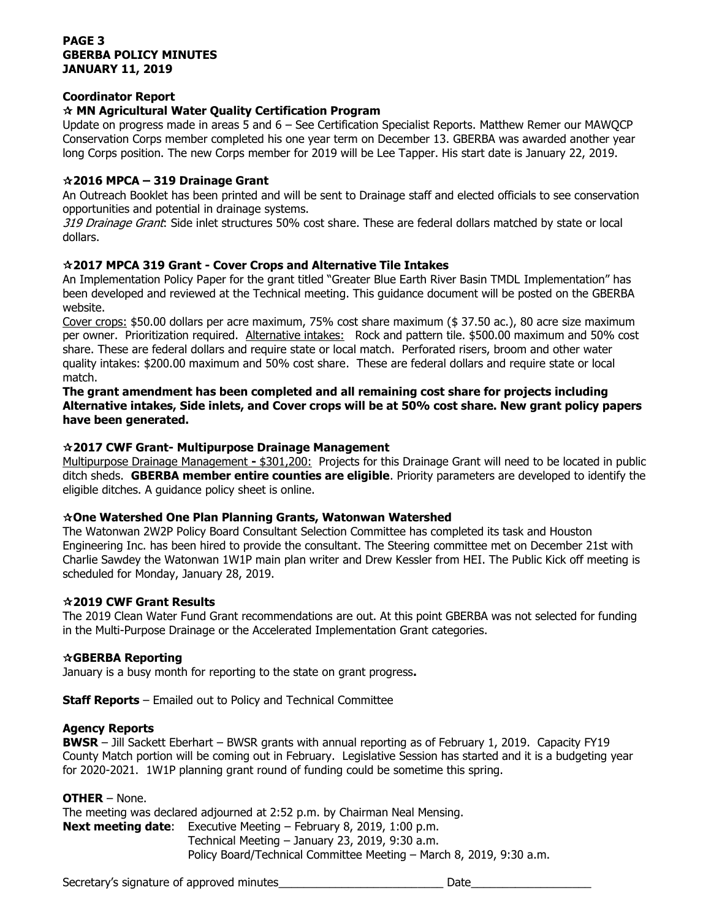## Coordinator Report

### ☆ MN Agricultural Water Quality Certification Program

Update on progress made in areas 5 and 6 – See Certification Specialist Reports. Matthew Remer our MAWQCP Conservation Corps member completed his one year term on December 13. GBERBA was awarded another year long Corps position. The new Corps member for 2019 will be Lee Tapper. His start date is January 22, 2019.

### ☆2016 MPCA – 319 Drainage Grant

An Outreach Booklet has been printed and will be sent to Drainage staff and elected officials to see conservation opportunities and potential in drainage systems.

*319 Drainage Grant*: Side inlet structures 50% cost share. These are federal dollars matched by state or local dollars.

### ☆2017 MPCA 319 Grant - Cover Crops and Alternative Tile Intakes

An Implementation Policy Paper for the grant titled "Greater Blue Earth River Basin TMDL Implementation" has been developed and reviewed at the Technical meeting. This guidance document will be posted on the GBERBA website.

Cover crops: $50.00 dollars per acre maximum, 75% cost share maximum ($ 37.50 ac.), 80 acre size maximum per owner. Prioritization required. Alternative intakes: Rock and pattern tile. $500.00 maximum and 50% cost share. These are federal dollars and require state or local match. Perforated risers, broom and other water quality intakes: $200.00 maximum and 50% cost share. These are federal dollars and require state or local match.

**The grant amendment has been completed and all remaining cost share for projects including Alternative intakes, Side inlets, and Cover crops will be at 50% cost share. New grant policy papers have been generated.**

### ☆2017 CWF Grant- Multipurpose Drainage Management

Multipurpose Drainage Management **-** $301,200: Projects for this Drainage Grant will need to be located in public ditch sheds. **GBERBA member entire counties are eligible**. Priority parameters are developed to identify the eligible ditches. A guidance policy sheet is online.

### ☆One Watershed One Plan Planning Grants, Watonwan Watershed

The Watonwan 2W2P Policy Board Consultant Selection Committee has completed its task and Houston Engineering Inc. has been hired to provide the consultant. The Steering committee met on December 21st with Charlie Sawdey the Watonwan 1W1P main plan writer and Drew Kessler from HEI. The Public Kick off meeting is scheduled for Monday, January 28, 2019.

### ☆2019 CWF Grant Results

The 2019 Clean Water Fund Grant recommendations are out. At this point GBERBA was not selected for funding in the Multi-Purpose Drainage or the Accelerated Implementation Grant categories.

### ☆GBERBA Reporting

January is a busy month for reporting to the state on grant progress**.**

**Staff Reports** – Emailed out to Policy and Technical Committee

## Agency Reports

**BWSR** – Jill Sackett Eberhart – BWSR grants with annual reporting as of February 1, 2019. Capacity FY19 County Match portion will be coming out in February. Legislative Session has started and it is a budgeting year for 2020-2021. 1W1P planning grant round of funding could be sometime this spring.

**OTHER** – None.

The meeting was declared adjourned at 2:52 p.m. by Chairman Neal Mensing.

**Next meeting date**: Executive Meeting – February 8, 2019, 1:00 p.m.
Technical Meeting – January 23, 2019, 9:30 a.m.
Policy Board/Technical Committee Meeting – March 8, 2019, 9:30 a.m.

Secretary's signature of approved minutes___________________________ Date____________________